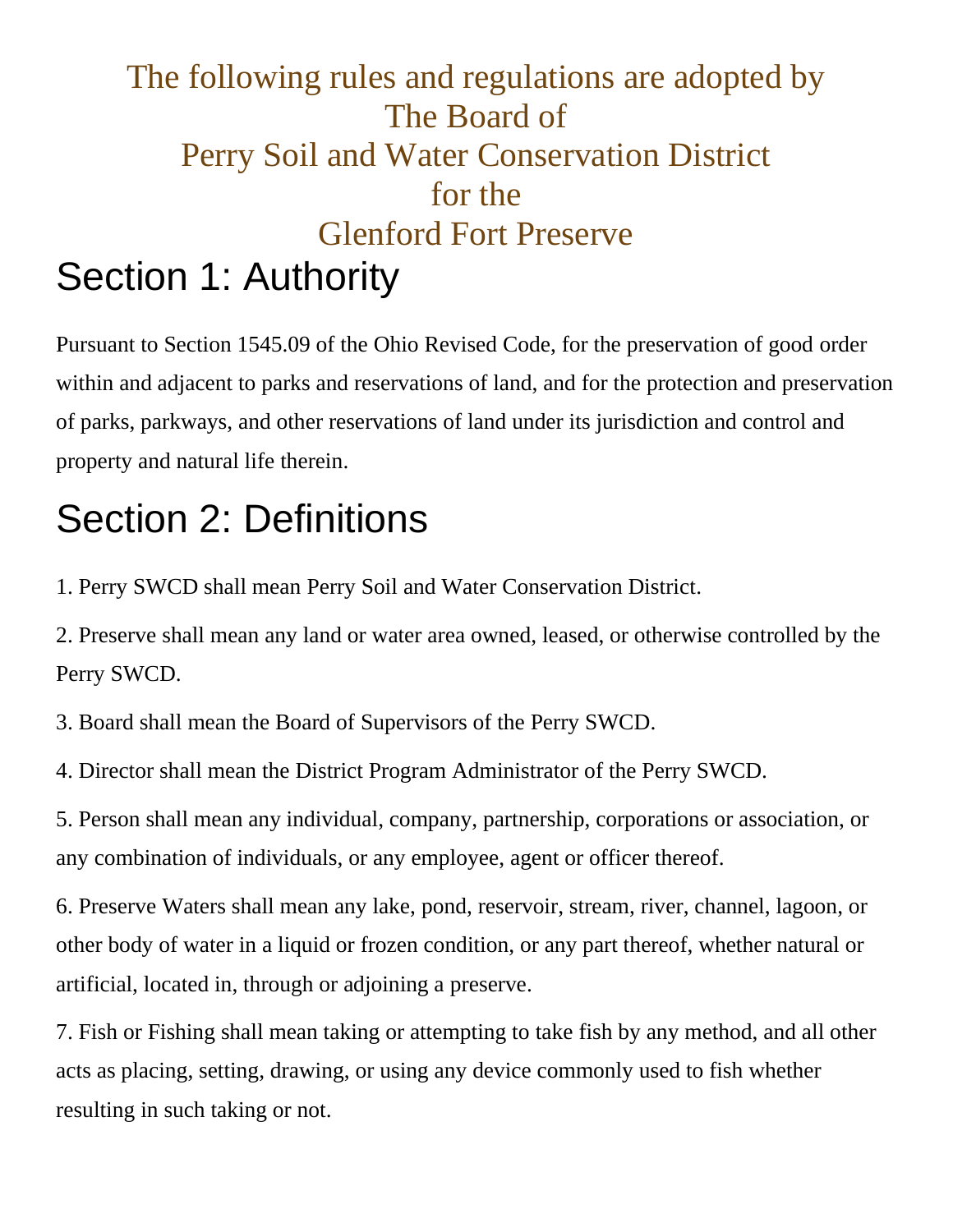# The following rules and regulations are adopted by The Board of Perry Soil and Water Conservation District for the Glenford Fort Preserve

## Section 1: Authority

Pursuant to Section 1545.09 of the Ohio Revised Code, for the preservation of good order within and adjacent to parks and reservations of land, and for the protection and preservation of parks, parkways, and other reservations of land under its jurisdiction and control and property and natural life therein.

## Section 2: Definitions

1. Perry SWCD shall mean Perry Soil and Water Conservation District.

2. Preserve shall mean any land or water area owned, leased, or otherwise controlled by the Perry SWCD.

3. Board shall mean the Board of Supervisors of the Perry SWCD.

4. Director shall mean the District Program Administrator of the Perry SWCD.

5. Person shall mean any individual, company, partnership, corporations or association, or any combination of individuals, or any employee, agent or officer thereof.

6. Preserve Waters shall mean any lake, pond, reservoir, stream, river, channel, lagoon, or other body of water in a liquid or frozen condition, or any part thereof, whether natural or artificial, located in, through or adjoining a preserve.

7. Fish or Fishing shall mean taking or attempting to take fish by any method, and all other acts as placing, setting, drawing, or using any device commonly used to fish whether resulting in such taking or not.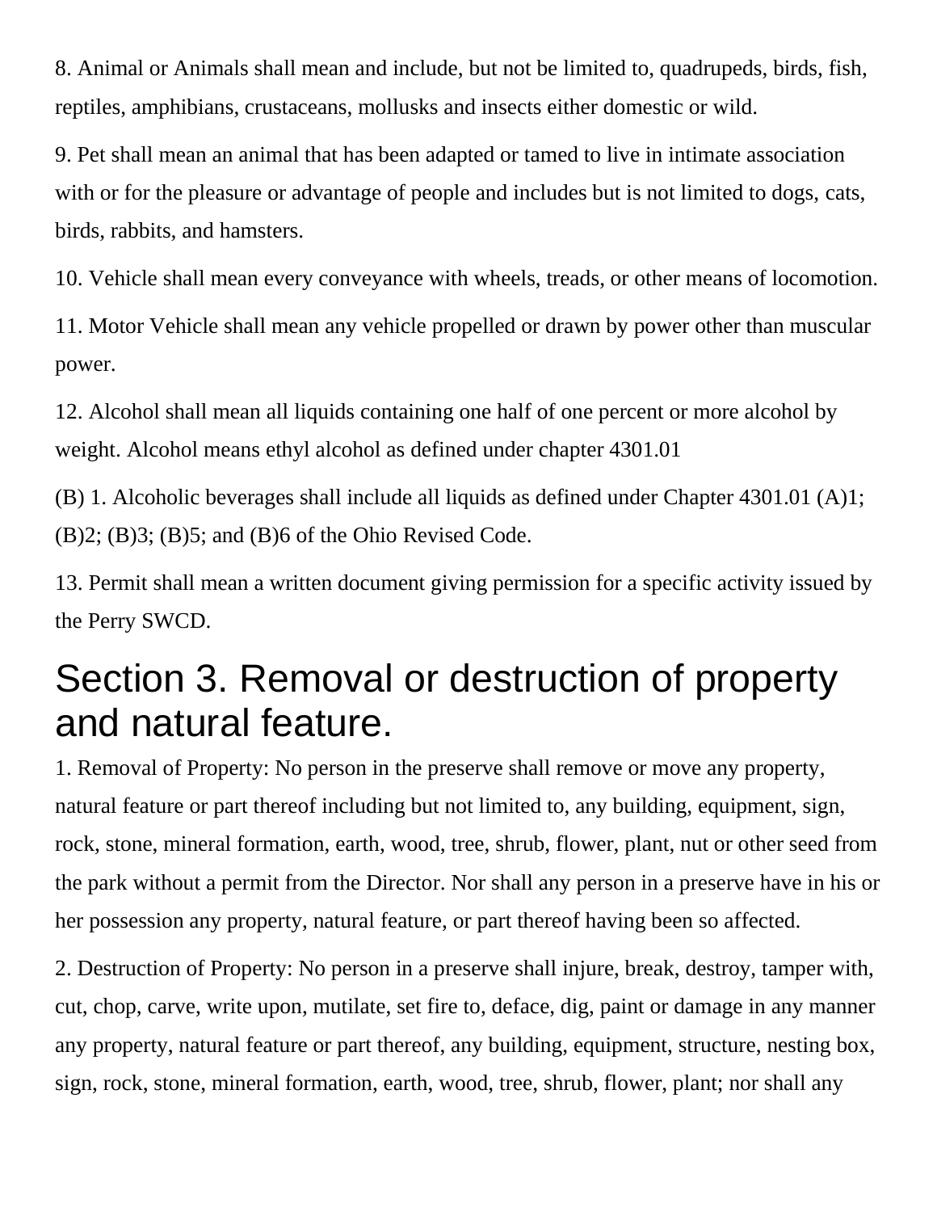8. Animal or Animals shall mean and include, but not be limited to, quadrupeds, birds, fish, reptiles, amphibians, crustaceans, mollusks and insects either domestic or wild.

9. Pet shall mean an animal that has been adapted or tamed to live in intimate association with or for the pleasure or advantage of people and includes but is not limited to dogs, cats, birds, rabbits, and hamsters.

10. Vehicle shall mean every conveyance with wheels, treads, or other means of locomotion.

11. Motor Vehicle shall mean any vehicle propelled or drawn by power other than muscular power.

12. Alcohol shall mean all liquids containing one half of one percent or more alcohol by weight. Alcohol means ethyl alcohol as defined under chapter 4301.01

(B) 1. Alcoholic beverages shall include all liquids as defined under Chapter 4301.01 (A)1; (B)2; (B)3; (B)5; and (B)6 of the Ohio Revised Code.

13. Permit shall mean a written document giving permission for a specific activity issued by the Perry SWCD.

# Section 3. Removal or destruction of property and natural feature.

1. Removal of Property: No person in the preserve shall remove or move any property, natural feature or part thereof including but not limited to, any building, equipment, sign, rock, stone, mineral formation, earth, wood, tree, shrub, flower, plant, nut or other seed from the park without a permit from the Director. Nor shall any person in a preserve have in his or her possession any property, natural feature, or part thereof having been so affected.

2. Destruction of Property: No person in a preserve shall injure, break, destroy, tamper with, cut, chop, carve, write upon, mutilate, set fire to, deface, dig, paint or damage in any manner any property, natural feature or part thereof, any building, equipment, structure, nesting box, sign, rock, stone, mineral formation, earth, wood, tree, shrub, flower, plant; nor shall any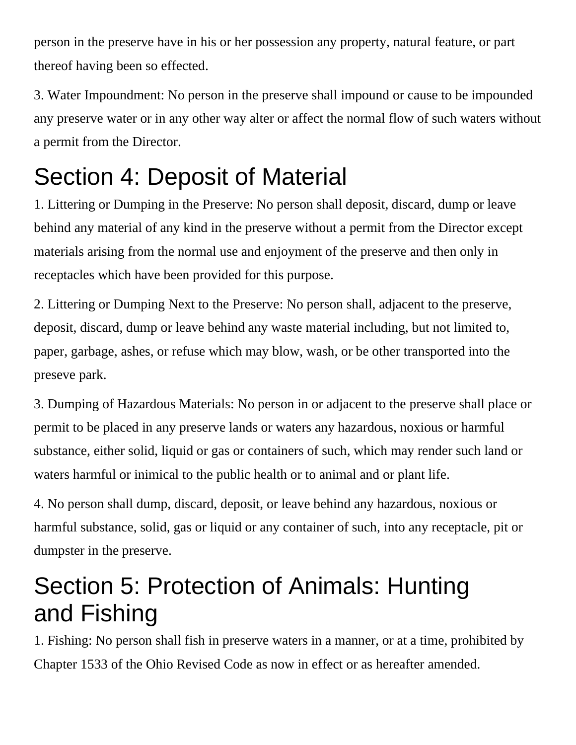person in the preserve have in his or her possession any property, natural feature, or part thereof having been so effected.

3. Water Impoundment: No person in the preserve shall impound or cause to be impounded any preserve water or in any other way alter or affect the normal flow of such waters without a permit from the Director.

# Section 4: Deposit of Material

1. Littering or Dumping in the Preserve: No person shall deposit, discard, dump or leave behind any material of any kind in the preserve without a permit from the Director except materials arising from the normal use and enjoyment of the preserve and then only in receptacles which have been provided for this purpose.

2. Littering or Dumping Next to the Preserve: No person shall, adjacent to the preserve, deposit, discard, dump or leave behind any waste material including, but not limited to, paper, garbage, ashes, or refuse which may blow, wash, or be other transported into the preseve park.

3. Dumping of Hazardous Materials: No person in or adjacent to the preserve shall place or permit to be placed in any preserve lands or waters any hazardous, noxious or harmful substance, either solid, liquid or gas or containers of such, which may render such land or waters harmful or inimical to the public health or to animal and or plant life.

4. No person shall dump, discard, deposit, or leave behind any hazardous, noxious or harmful substance, solid, gas or liquid or any container of such, into any receptacle, pit or dumpster in the preserve.

# Section 5: Protection of Animals: Hunting and Fishing

1. Fishing: No person shall fish in preserve waters in a manner, or at a time, prohibited by Chapter 1533 of the Ohio Revised Code as now in effect or as hereafter amended.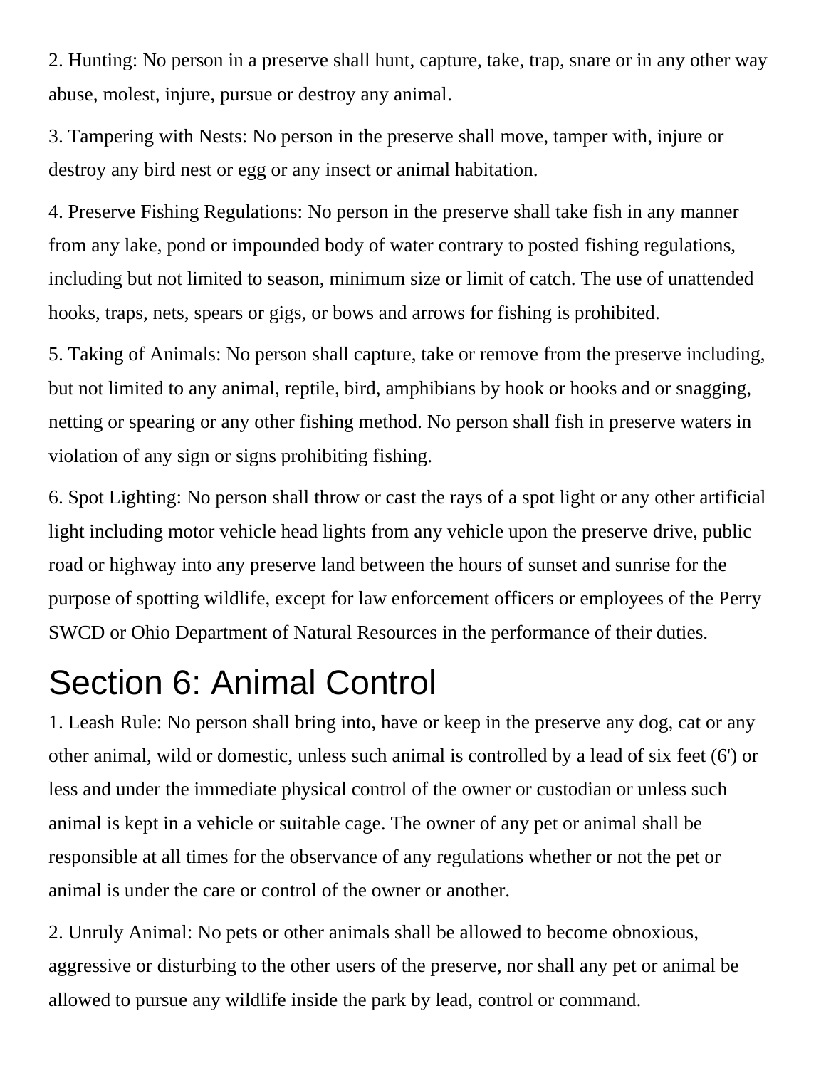2. Hunting: No person in a preserve shall hunt, capture, take, trap, snare or in any other way abuse, molest, injure, pursue or destroy any animal.

3. Tampering with Nests: No person in the preserve shall move, tamper with, injure or destroy any bird nest or egg or any insect or animal habitation.

4. Preserve Fishing Regulations: No person in the preserve shall take fish in any manner from any lake, pond or impounded body of water contrary to posted fishing regulations, including but not limited to season, minimum size or limit of catch. The use of unattended hooks, traps, nets, spears or gigs, or bows and arrows for fishing is prohibited.

5. Taking of Animals: No person shall capture, take or remove from the preserve including, but not limited to any animal, reptile, bird, amphibians by hook or hooks and or snagging, netting or spearing or any other fishing method. No person shall fish in preserve waters in violation of any sign or signs prohibiting fishing.

6. Spot Lighting: No person shall throw or cast the rays of a spot light or any other artificial light including motor vehicle head lights from any vehicle upon the preserve drive, public road or highway into any preserve land between the hours of sunset and sunrise for the purpose of spotting wildlife, except for law enforcement officers or employees of the Perry SWCD or Ohio Department of Natural Resources in the performance of their duties.

# Section 6: Animal Control

1. Leash Rule: No person shall bring into, have or keep in the preserve any dog, cat or any other animal, wild or domestic, unless such animal is controlled by a lead of six feet (6') or less and under the immediate physical control of the owner or custodian or unless such animal is kept in a vehicle or suitable cage. The owner of any pet or animal shall be responsible at all times for the observance of any regulations whether or not the pet or animal is under the care or control of the owner or another.

2. Unruly Animal: No pets or other animals shall be allowed to become obnoxious, aggressive or disturbing to the other users of the preserve, nor shall any pet or animal be allowed to pursue any wildlife inside the park by lead, control or command.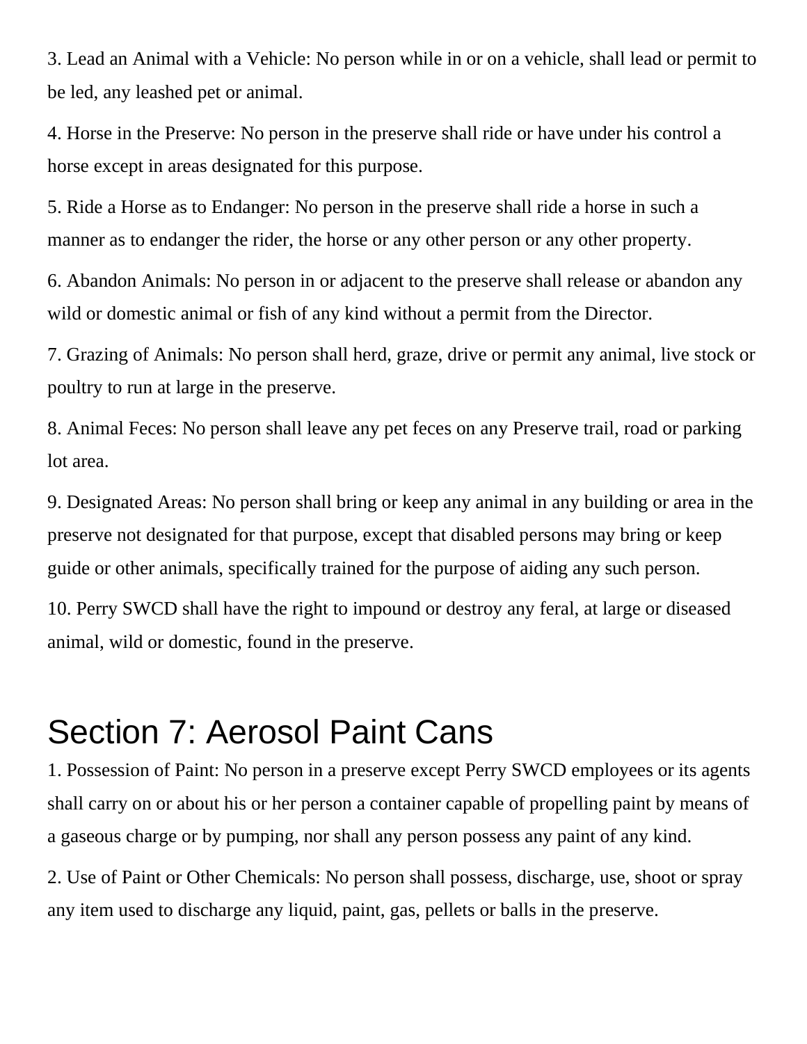3. Lead an Animal with a Vehicle: No person while in or on a vehicle, shall lead or permit to be led, any leashed pet or animal.

4. Horse in the Preserve: No person in the preserve shall ride or have under his control a horse except in areas designated for this purpose.

5. Ride a Horse as to Endanger: No person in the preserve shall ride a horse in such a manner as to endanger the rider, the horse or any other person or any other property.

6. Abandon Animals: No person in or adjacent to the preserve shall release or abandon any wild or domestic animal or fish of any kind without a permit from the Director.

7. Grazing of Animals: No person shall herd, graze, drive or permit any animal, live stock or poultry to run at large in the preserve.

8. Animal Feces: No person shall leave any pet feces on any Preserve trail, road or parking lot area.

9. Designated Areas: No person shall bring or keep any animal in any building or area in the preserve not designated for that purpose, except that disabled persons may bring or keep guide or other animals, specifically trained for the purpose of aiding any such person.

10. Perry SWCD shall have the right to impound or destroy any feral, at large or diseased animal, wild or domestic, found in the preserve.

# Section 7: Aerosol Paint Cans

1. Possession of Paint: No person in a preserve except Perry SWCD employees or its agents shall carry on or about his or her person a container capable of propelling paint by means of a gaseous charge or by pumping, nor shall any person possess any paint of any kind.

2. Use of Paint or Other Chemicals: No person shall possess, discharge, use, shoot or spray any item used to discharge any liquid, paint, gas, pellets or balls in the preserve.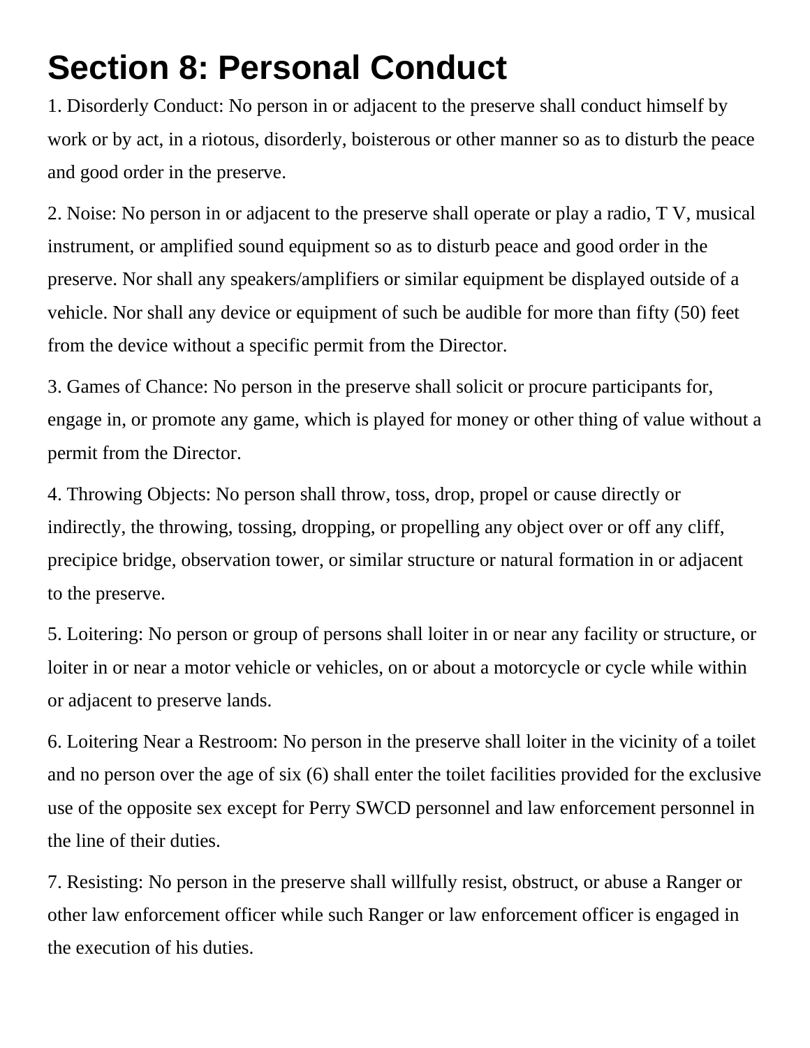# Section 8: Personal Conduct

1. Disorderly Conduct: No person in or adjacent to the preserve shall conduct himself by work or by act, in a riotous, disorderly, boisterous or other manner so as to disturb the peace and good order in the preserve.

2. Noise: No person in or adjacent to the preserve shall operate or play a radio, T V, musical instrument, or amplified sound equipment so as to disturb peace and good order in the preserve. Nor shall any speakers/amplifiers or similar equipment be displayed outside of a vehicle. Nor shall any device or equipment of such be audible for more than fifty (50) feet from the device without a specific permit from the Director.

3. Games of Chance: No person in the preserve shall solicit or procure participants for, engage in, or promote any game, which is played for money or other thing of value without a permit from the Director.

4. Throwing Objects: No person shall throw, toss, drop, propel or cause directly or indirectly, the throwing, tossing, dropping, or propelling any object over or off any cliff, precipice bridge, observation tower, or similar structure or natural formation in or adjacent to the preserve.

5. Loitering: No person or group of persons shall loiter in or near any facility or structure, or loiter in or near a motor vehicle or vehicles, on or about a motorcycle or cycle while within or adjacent to preserve lands.

6. Loitering Near a Restroom: No person in the preserve shall loiter in the vicinity of a toilet and no person over the age of six (6) shall enter the toilet facilities provided for the exclusive use of the opposite sex except for Perry SWCD personnel and law enforcement personnel in the line of their duties.

7. Resisting: No person in the preserve shall willfully resist, obstruct, or abuse a Ranger or other law enforcement officer while such Ranger or law enforcement officer is engaged in the execution of his duties.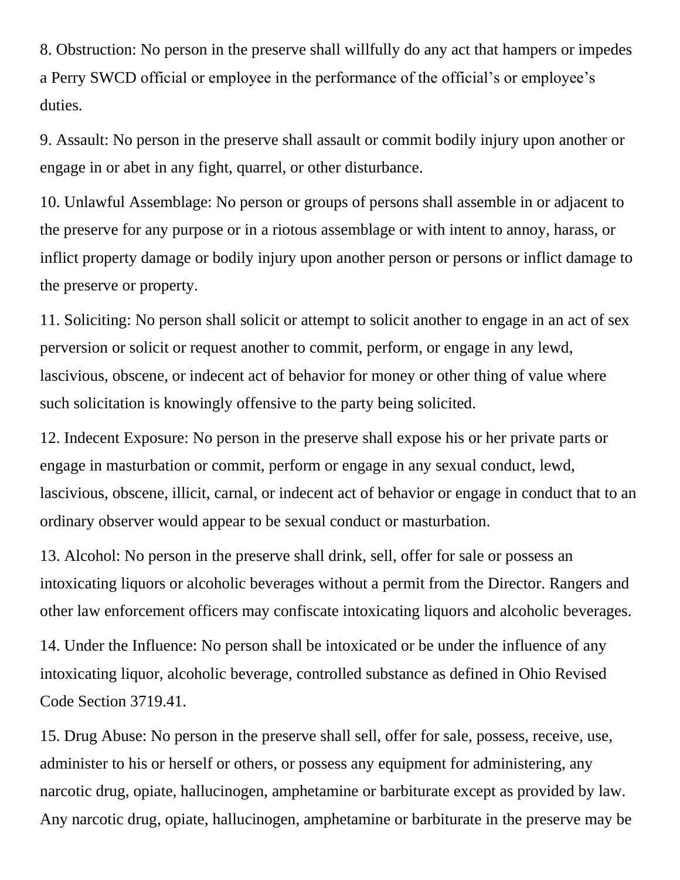8. Obstruction: No person in the preserve shall willfully do any act that hampers or impedes a Perry SWCD official or employee in the performance of the official's or employee's duties.

9. Assault: No person in the preserve shall assault or commit bodily injury upon another or engage in or abet in any fight, quarrel, or other disturbance.

10. Unlawful Assemblage: No person or groups of persons shall assemble in or adjacent to the preserve for any purpose or in a riotous assemblage or with intent to annoy, harass, or inflict property damage or bodily injury upon another person or persons or inflict damage to the preserve or property.

11. Soliciting: No person shall solicit or attempt to solicit another to engage in an act of sex perversion or solicit or request another to commit, perform, or engage in any lewd, lascivious, obscene, or indecent act of behavior for money or other thing of value where such solicitation is knowingly offensive to the party being solicited.

12. Indecent Exposure: No person in the preserve shall expose his or her private parts or engage in masturbation or commit, perform or engage in any sexual conduct, lewd, lascivious, obscene, illicit, carnal, or indecent act of behavior or engage in conduct that to an ordinary observer would appear to be sexual conduct or masturbation.

13. Alcohol: No person in the preserve shall drink, sell, offer for sale or possess an intoxicating liquors or alcoholic beverages without a permit from the Director. Rangers and other law enforcement officers may confiscate intoxicating liquors and alcoholic beverages.

14. Under the Influence: No person shall be intoxicated or be under the influence of any intoxicating liquor, alcoholic beverage, controlled substance as defined in Ohio Revised Code Section 3719.41.

15. Drug Abuse: No person in the preserve shall sell, offer for sale, possess, receive, use, administer to his or herself or others, or possess any equipment for administering, any narcotic drug, opiate, hallucinogen, amphetamine or barbiturate except as provided by law. Any narcotic drug, opiate, hallucinogen, amphetamine or barbiturate in the preserve may be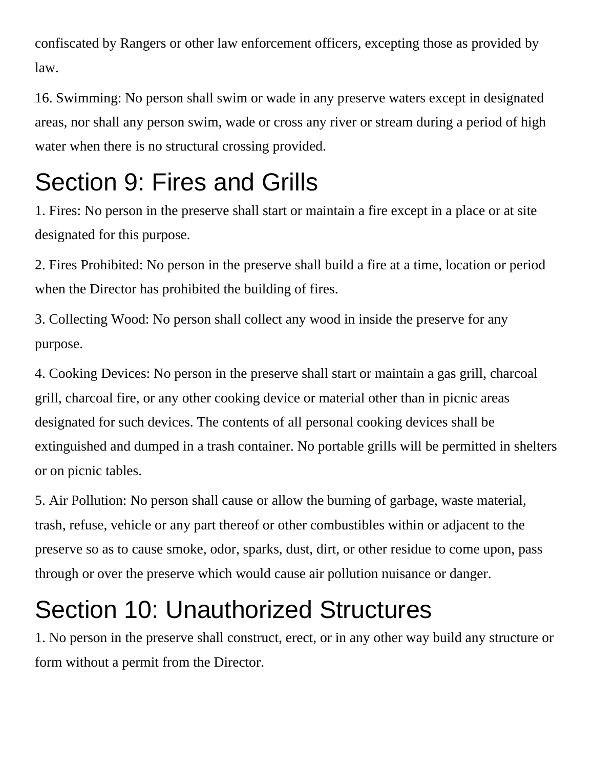confiscated by Rangers or other law enforcement officers, excepting those as provided by law.

16. Swimming: No person shall swim or wade in any preserve waters except in designated areas, nor shall any person swim, wade or cross any river or stream during a period of high water when there is no structural crossing provided.

# Section 9: Fires and Grills

1. Fires: No person in the preserve shall start or maintain a fire except in a place or at site designated for this purpose.

2. Fires Prohibited: No person in the preserve shall build a fire at a time, location or period when the Director has prohibited the building of fires.

3. Collecting Wood: No person shall collect any wood in inside the preserve for any purpose.

4. Cooking Devices: No person in the preserve shall start or maintain a gas grill, charcoal grill, charcoal fire, or any other cooking device or material other than in picnic areas designated for such devices. The contents of all personal cooking devices shall be extinguished and dumped in a trash container. No portable grills will be permitted in shelters or on picnic tables.

5. Air Pollution: No person shall cause or allow the burning of garbage, waste material, trash, refuse, vehicle or any part thereof or other combustibles within or adjacent to the preserve so as to cause smoke, odor, sparks, dust, dirt, or other residue to come upon, pass through or over the preserve which would cause air pollution nuisance or danger.

# Section 10: Unauthorized Structures

1. No person in the preserve shall construct, erect, or in any other way build any structure or form without a permit from the Director.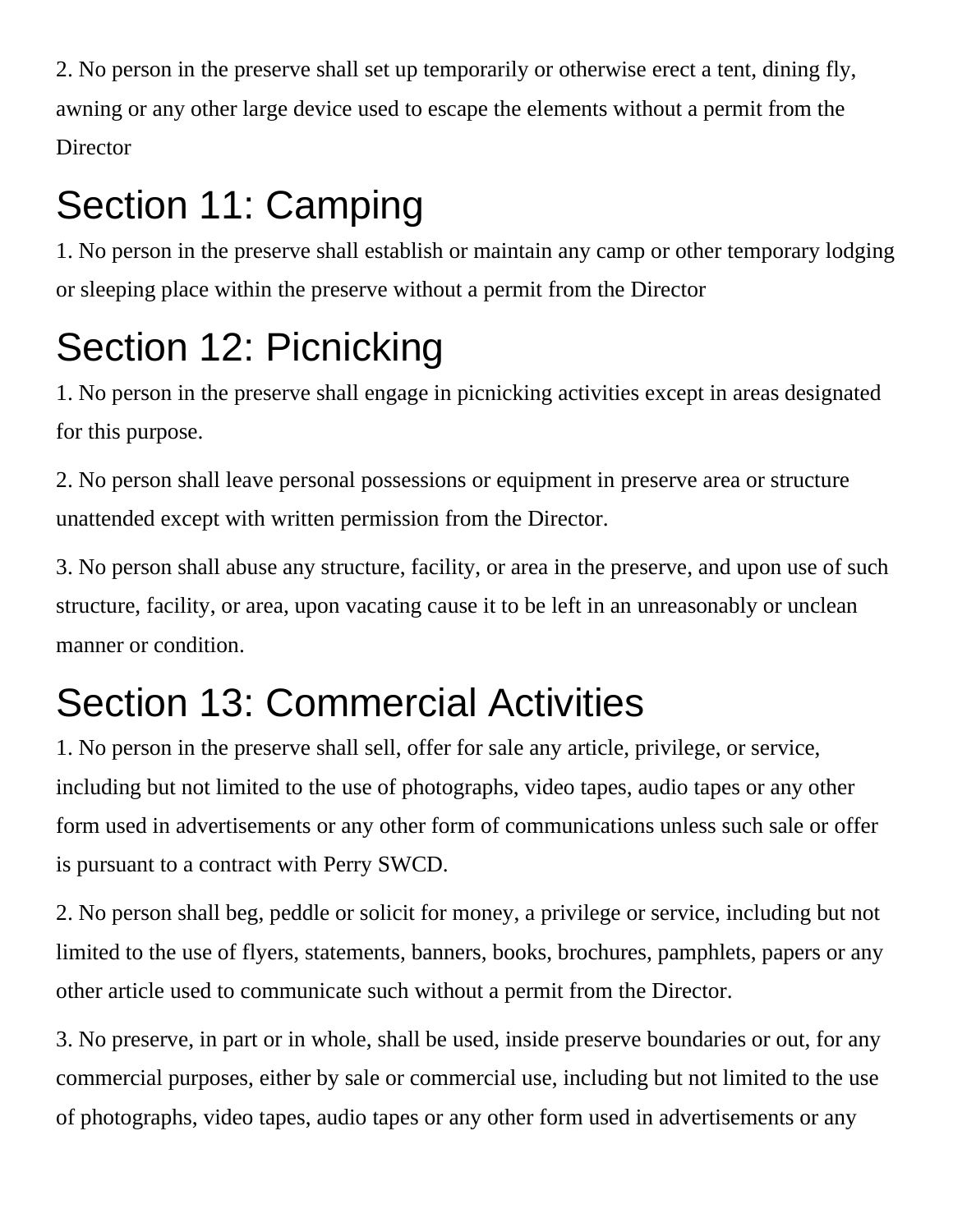2. No person in the preserve shall set up temporarily or otherwise erect a tent, dining fly, awning or any other large device used to escape the elements without a permit from the Director

## Section 11: Camping

1. No person in the preserve shall establish or maintain any camp or other temporary lodging or sleeping place within the preserve without a permit from the Director

## Section 12: Picnicking

1. No person in the preserve shall engage in picnicking activities except in areas designated for this purpose.

2. No person shall leave personal possessions or equipment in preserve area or structure unattended except with written permission from the Director.

3. No person shall abuse any structure, facility, or area in the preserve, and upon use of such structure, facility, or area, upon vacating cause it to be left in an unreasonably or unclean manner or condition.

## Section 13: Commercial Activities

1. No person in the preserve shall sell, offer for sale any article, privilege, or service, including but not limited to the use of photographs, video tapes, audio tapes or any other form used in advertisements or any other form of communications unless such sale or offer is pursuant to a contract with Perry SWCD.

2. No person shall beg, peddle or solicit for money, a privilege or service, including but not limited to the use of flyers, statements, banners, books, brochures, pamphlets, papers or any other article used to communicate such without a permit from the Director.

3. No preserve, in part or in whole, shall be used, inside preserve boundaries or out, for any commercial purposes, either by sale or commercial use, including but not limited to the use of photographs, video tapes, audio tapes or any other form used in advertisements or any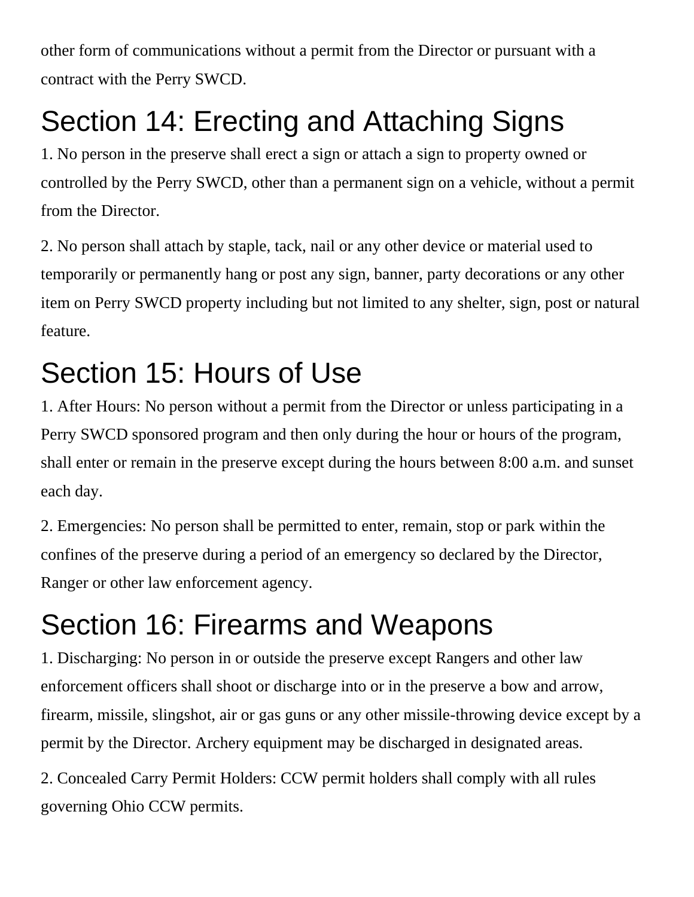other form of communications without a permit from the Director or pursuant with a contract with the Perry SWCD.

## Section 14: Erecting and Attaching Signs

1. No person in the preserve shall erect a sign or attach a sign to property owned or controlled by the Perry SWCD, other than a permanent sign on a vehicle, without a permit from the Director.

2. No person shall attach by staple, tack, nail or any other device or material used to temporarily or permanently hang or post any sign, banner, party decorations or any other item on Perry SWCD property including but not limited to any shelter, sign, post or natural feature.

## Section 15: Hours of Use

1. After Hours: No person without a permit from the Director or unless participating in a Perry SWCD sponsored program and then only during the hour or hours of the program, shall enter or remain in the preserve except during the hours between 8:00 a.m. and sunset each day.

2. Emergencies: No person shall be permitted to enter, remain, stop or park within the confines of the preserve during a period of an emergency so declared by the Director, Ranger or other law enforcement agency.

## Section 16: Firearms and Weapons

1. Discharging: No person in or outside the preserve except Rangers and other law enforcement officers shall shoot or discharge into or in the preserve a bow and arrow, firearm, missile, slingshot, air or gas guns or any other missile-throwing device except by a permit by the Director. Archery equipment may be discharged in designated areas.

2. Concealed Carry Permit Holders: CCW permit holders shall comply with all rules governing Ohio CCW permits.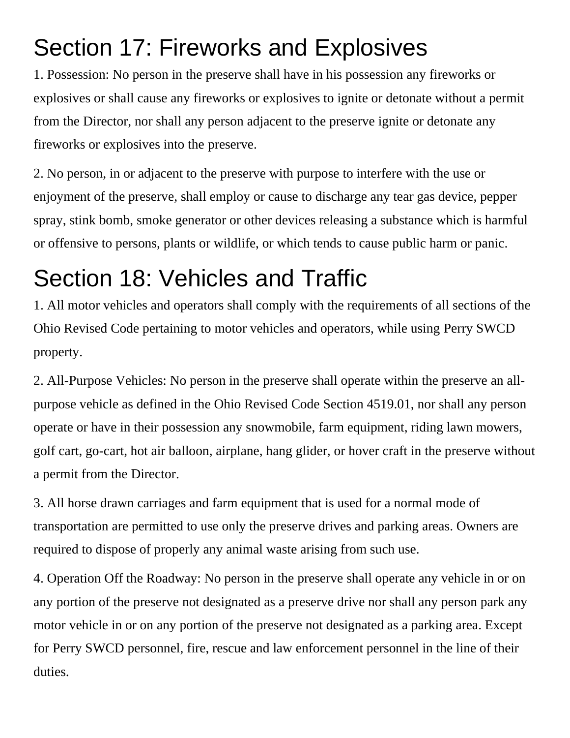# Section 17: Fireworks and Explosives

1. Possession: No person in the preserve shall have in his possession any fireworks or explosives or shall cause any fireworks or explosives to ignite or detonate without a permit from the Director, nor shall any person adjacent to the preserve ignite or detonate any fireworks or explosives into the preserve.

2. No person, in or adjacent to the preserve with purpose to interfere with the use or enjoyment of the preserve, shall employ or cause to discharge any tear gas device, pepper spray, stink bomb, smoke generator or other devices releasing a substance which is harmful or offensive to persons, plants or wildlife, or which tends to cause public harm or panic.

# Section 18: Vehicles and Traffic

1. All motor vehicles and operators shall comply with the requirements of all sections of the Ohio Revised Code pertaining to motor vehicles and operators, while using Perry SWCD property.

2. All-Purpose Vehicles: No person in the preserve shall operate within the preserve an all-purpose vehicle as defined in the Ohio Revised Code Section 4519.01, nor shall any person operate or have in their possession any snowmobile, farm equipment, riding lawn mowers, golf cart, go-cart, hot air balloon, airplane, hang glider, or hover craft in the preserve without a permit from the Director.

3. All horse drawn carriages and farm equipment that is used for a normal mode of transportation are permitted to use only the preserve drives and parking areas. Owners are required to dispose of properly any animal waste arising from such use.

4. Operation Off the Roadway: No person in the preserve shall operate any vehicle in or on any portion of the preserve not designated as a preserve drive nor shall any person park any motor vehicle in or on any portion of the preserve not designated as a parking area. Except for Perry SWCD personnel, fire, rescue and law enforcement personnel in the line of their duties.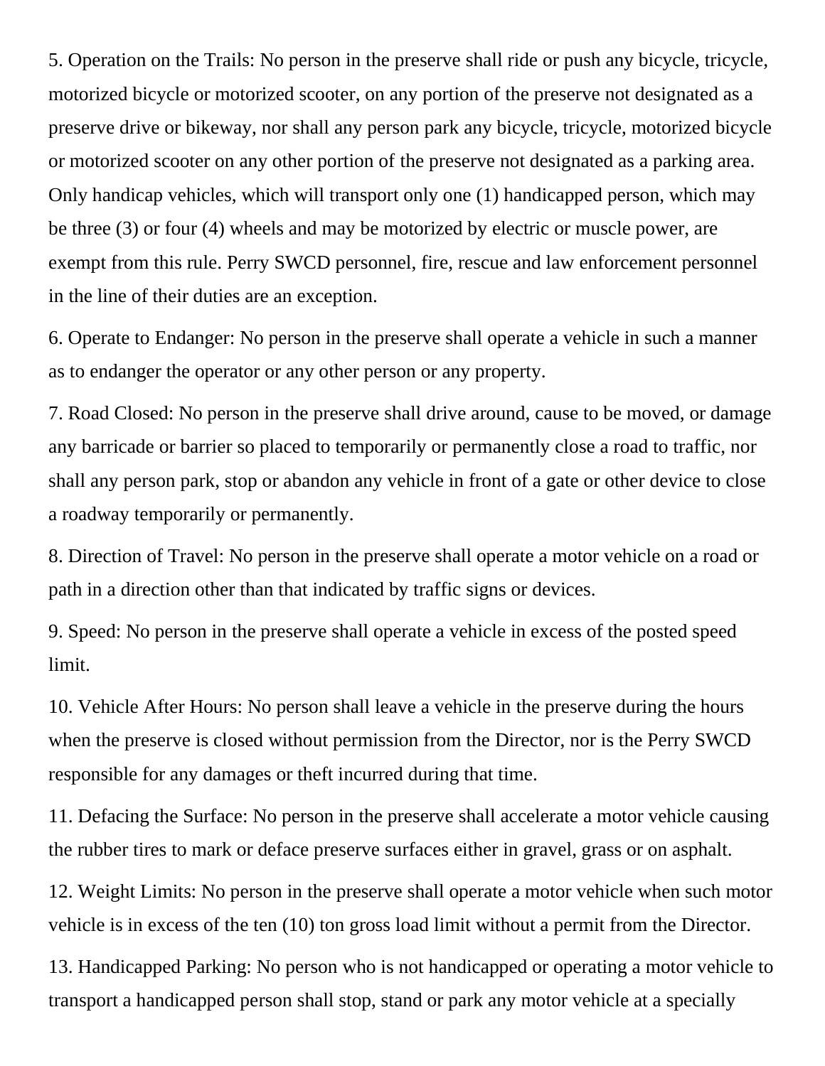5. Operation on the Trails: No person in the preserve shall ride or push any bicycle, tricycle, motorized bicycle or motorized scooter, on any portion of the preserve not designated as a preserve drive or bikeway, nor shall any person park any bicycle, tricycle, motorized bicycle or motorized scooter on any other portion of the preserve not designated as a parking area. Only handicap vehicles, which will transport only one (1) handicapped person, which may be three (3) or four (4) wheels and may be motorized by electric or muscle power, are exempt from this rule. Perry SWCD personnel, fire, rescue and law enforcement personnel in the line of their duties are an exception.

6. Operate to Endanger: No person in the preserve shall operate a vehicle in such a manner as to endanger the operator or any other person or any property.

7. Road Closed: No person in the preserve shall drive around, cause to be moved, or damage any barricade or barrier so placed to temporarily or permanently close a road to traffic, nor shall any person park, stop or abandon any vehicle in front of a gate or other device to close a roadway temporarily or permanently.

8. Direction of Travel: No person in the preserve shall operate a motor vehicle on a road or path in a direction other than that indicated by traffic signs or devices.

9. Speed: No person in the preserve shall operate a vehicle in excess of the posted speed limit.

10. Vehicle After Hours: No person shall leave a vehicle in the preserve during the hours when the preserve is closed without permission from the Director, nor is the Perry SWCD responsible for any damages or theft incurred during that time.

11. Defacing the Surface: No person in the preserve shall accelerate a motor vehicle causing the rubber tires to mark or deface preserve surfaces either in gravel, grass or on asphalt.

12. Weight Limits: No person in the preserve shall operate a motor vehicle when such motor vehicle is in excess of the ten (10) ton gross load limit without a permit from the Director.

13. Handicapped Parking: No person who is not handicapped or operating a motor vehicle to transport a handicapped person shall stop, stand or park any motor vehicle at a specially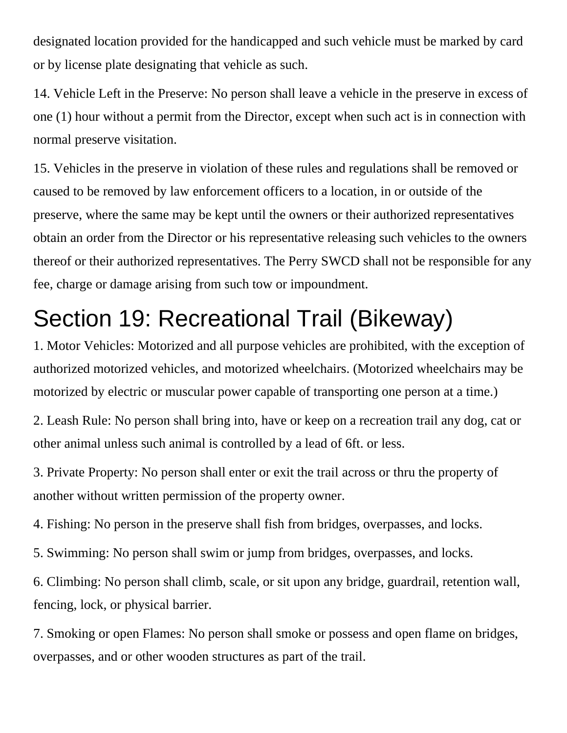designated location provided for the handicapped and such vehicle must be marked by card or by license plate designating that vehicle as such.

14. Vehicle Left in the Preserve: No person shall leave a vehicle in the preserve in excess of one (1) hour without a permit from the Director, except when such act is in connection with normal preserve visitation.

15. Vehicles in the preserve in violation of these rules and regulations shall be removed or caused to be removed by law enforcement officers to a location, in or outside of the preserve, where the same may be kept until the owners or their authorized representatives obtain an order from the Director or his representative releasing such vehicles to the owners thereof or their authorized representatives. The Perry SWCD shall not be responsible for any fee, charge or damage arising from such tow or impoundment.

# Section 19: Recreational Trail (Bikeway)

1. Motor Vehicles: Motorized and all purpose vehicles are prohibited, with the exception of authorized motorized vehicles, and motorized wheelchairs. (Motorized wheelchairs may be motorized by electric or muscular power capable of transporting one person at a time.)

2. Leash Rule: No person shall bring into, have or keep on a recreation trail any dog, cat or other animal unless such animal is controlled by a lead of 6ft. or less.

3. Private Property: No person shall enter or exit the trail across or thru the property of another without written permission of the property owner.

4. Fishing: No person in the preserve shall fish from bridges, overpasses, and locks.

5. Swimming: No person shall swim or jump from bridges, overpasses, and locks.

6. Climbing: No person shall climb, scale, or sit upon any bridge, guardrail, retention wall, fencing, lock, or physical barrier.

7. Smoking or open Flames: No person shall smoke or possess and open flame on bridges, overpasses, and or other wooden structures as part of the trail.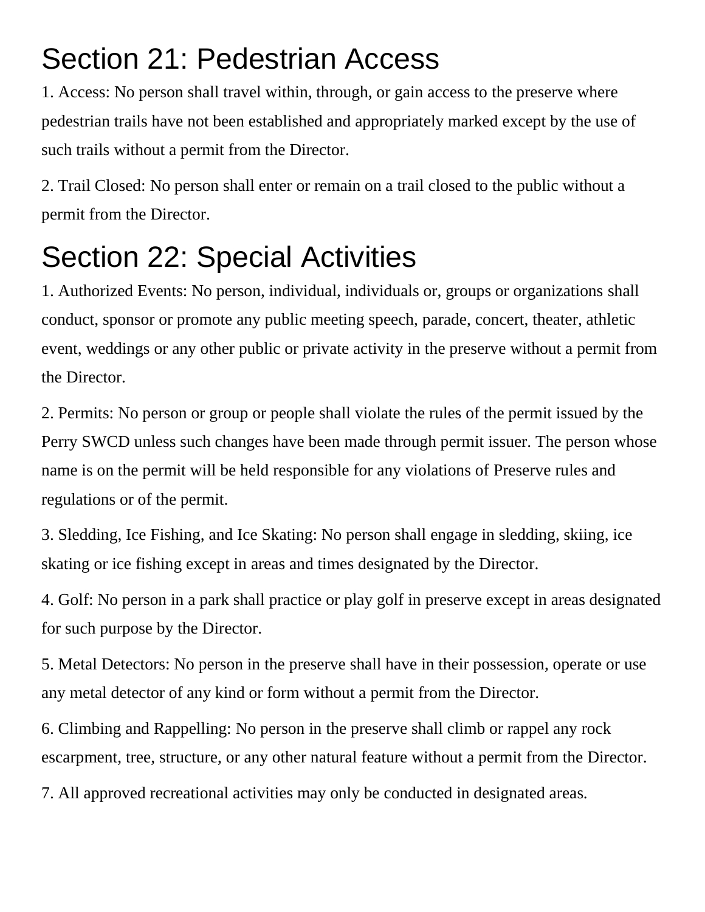# Section 21: Pedestrian Access

1. Access: No person shall travel within, through, or gain access to the preserve where pedestrian trails have not been established and appropriately marked except by the use of such trails without a permit from the Director.

2. Trail Closed: No person shall enter or remain on a trail closed to the public without a permit from the Director.

# Section 22: Special Activities

1. Authorized Events: No person, individual, individuals or, groups or organizations shall conduct, sponsor or promote any public meeting speech, parade, concert, theater, athletic event, weddings or any other public or private activity in the preserve without a permit from the Director.

2. Permits: No person or group or people shall violate the rules of the permit issued by the Perry SWCD unless such changes have been made through permit issuer. The person whose name is on the permit will be held responsible for any violations of Preserve rules and regulations or of the permit.

3. Sledding, Ice Fishing, and Ice Skating: No person shall engage in sledding, skiing, ice skating or ice fishing except in areas and times designated by the Director.

4. Golf: No person in a park shall practice or play golf in preserve except in areas designated for such purpose by the Director.

5. Metal Detectors: No person in the preserve shall have in their possession, operate or use any metal detector of any kind or form without a permit from the Director.

6. Climbing and Rappelling: No person in the preserve shall climb or rappel any rock escarpment, tree, structure, or any other natural feature without a permit from the Director.

7. All approved recreational activities may only be conducted in designated areas.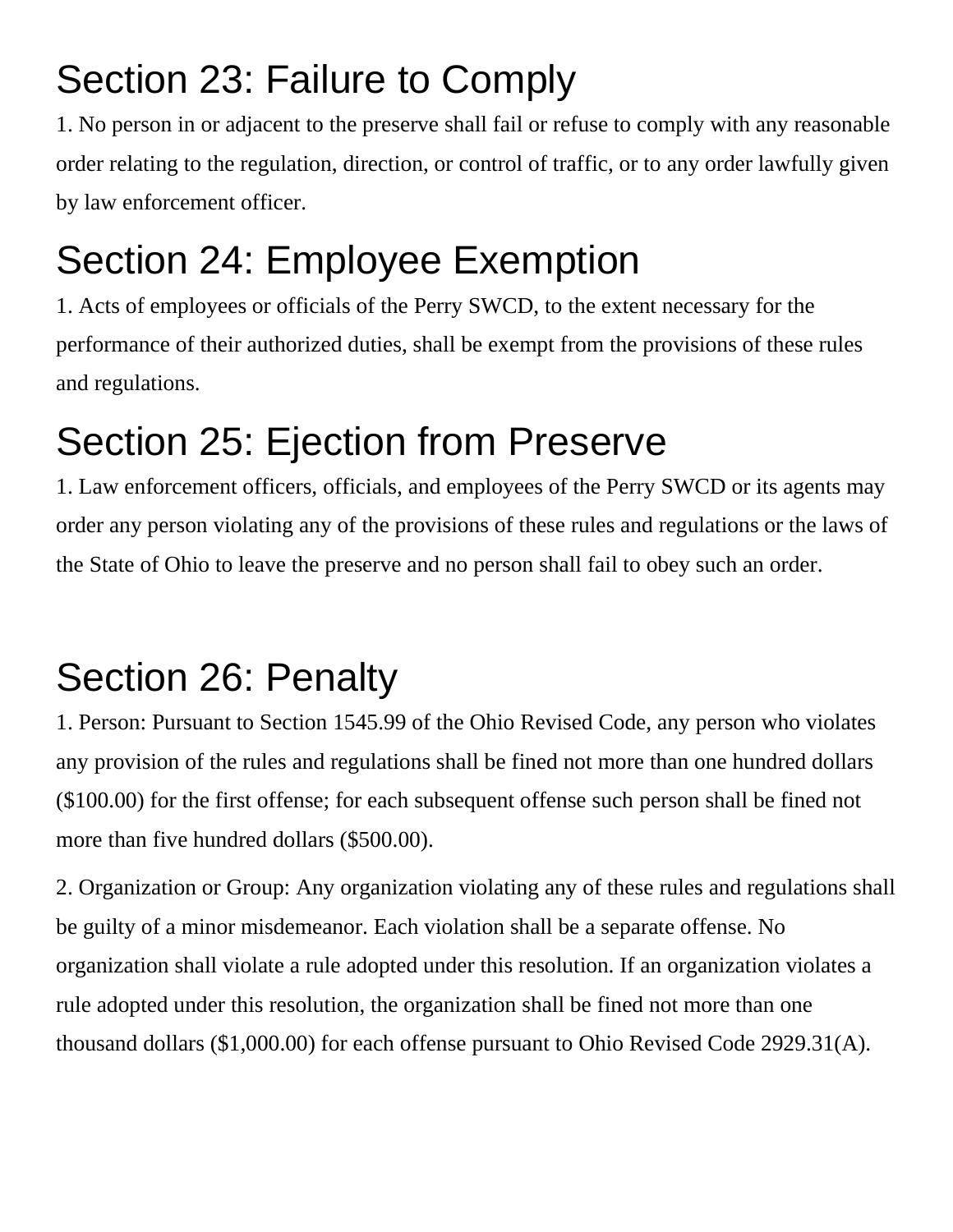## Section 23: Failure to Comply

1. No person in or adjacent to the preserve shall fail or refuse to comply with any reasonable order relating to the regulation, direction, or control of traffic, or to any order lawfully given by law enforcement officer.

## Section 24: Employee Exemption

1. Acts of employees or officials of the Perry SWCD, to the extent necessary for the performance of their authorized duties, shall be exempt from the provisions of these rules and regulations.

## Section 25: Ejection from Preserve

1. Law enforcement officers, officials, and employees of the Perry SWCD or its agents may order any person violating any of the provisions of these rules and regulations or the laws of the State of Ohio to leave the preserve and no person shall fail to obey such an order.

## Section 26: Penalty

1. Person: Pursuant to Section 1545.99 of the Ohio Revised Code, any person who violates any provision of the rules and regulations shall be fined not more than one hundred dollars ($100.00) for the first offense; for each subsequent offense such person shall be fined not more than five hundred dollars ($500.00).

2. Organization or Group: Any organization violating any of these rules and regulations shall be guilty of a minor misdemeanor. Each violation shall be a separate offense. No organization shall violate a rule adopted under this resolution. If an organization violates a rule adopted under this resolution, the organization shall be fined not more than one thousand dollars ($1,000.00) for each offense pursuant to Ohio Revised Code 2929.31(A).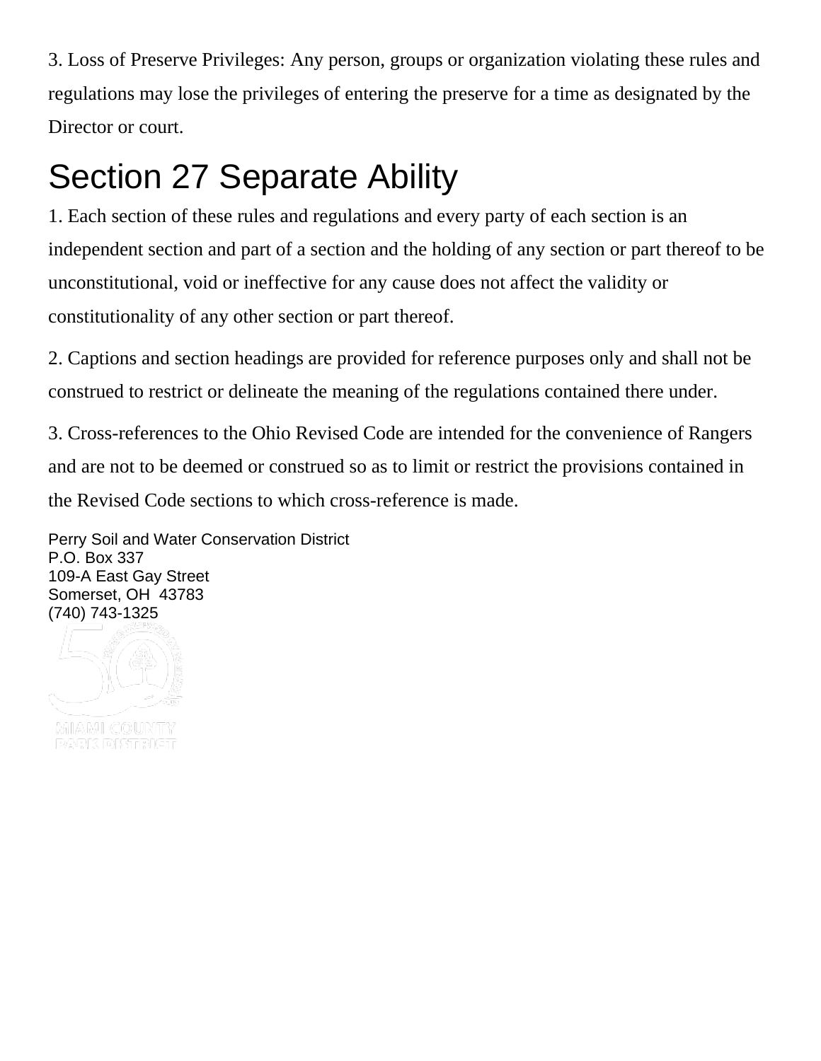3. Loss of Preserve Privileges: Any person, groups or organization violating these rules and regulations may lose the privileges of entering the preserve for a time as designated by the Director or court.

## Section 27 Separate Ability

1. Each section of these rules and regulations and every party of each section is an independent section and part of a section and the holding of any section or part thereof to be unconstitutional, void or ineffective for any cause does not affect the validity or constitutionality of any other section or part thereof.

2. Captions and section headings are provided for reference purposes only and shall not be construed to restrict or delineate the meaning of the regulations contained there under.

3. Cross-references to the Ohio Revised Code are intended for the convenience of Rangers and are not to be deemed or construed so as to limit or restrict the provisions contained in the Revised Code sections to which cross-reference is made.

Perry Soil and Water Conservation District
P.O. Box 337
109-A East Gay Street
Somerset, OH 43783
(740) 743-1325

MIAMI COUNTY
PARK DISTRICT